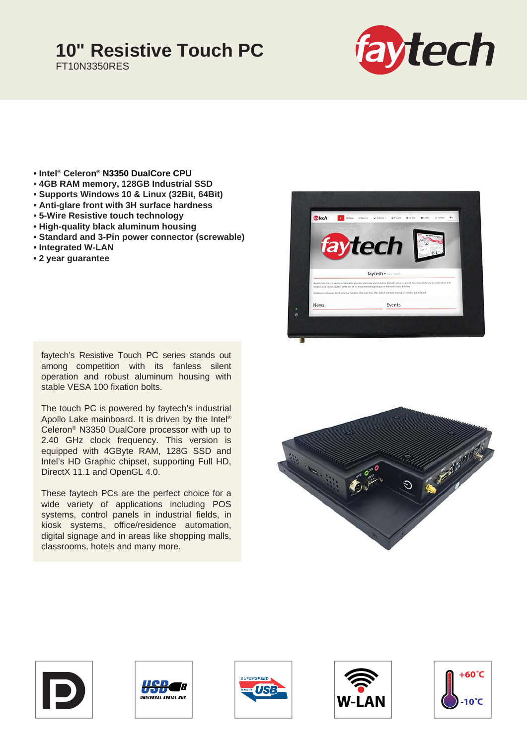# 10" Resistive Touch PC

FT10N3350RES

- **Intel® Celeron® N3350 DualCore CPU**
- **4GB RAM memory, 128GB Industrial SSD**
- **Supports Windows 10 & Linux (32Bit, 64Bit)**
- **Anti-glare front with 3H surface hardness**
- **5-Wire Resistive touch technology**
- **High-quality black aluminum housing**
- **Standard and 3-Pin power connector (screwable)**
- **Integrated W-LAN**
- **2 year guarantee**

faytech's Resistive Touch PC series stands out among competition with its fanless silent operation and robust aluminum housing with stable VESA 100 fixation bolts.

The touch PC is powered by faytech's industrial Apollo Lake mainboard. It is driven by the Intel® Celeron® N3350 DualCore processor with up to 2.40 GHz clock frequency. This version is equipped with 4GByte RAM, 128G SSD and Intel's HD Graphic chipset, supporting Full HD, DirectX 11.1 and OpenGL 4.0.

These faytech PCs are the perfect choice for a wide variety of applications including POS systems, control panels in industrial fields, in kiosk systems, office/residence automation, digital signage and in areas like shopping malls, classrooms, hotels and many more.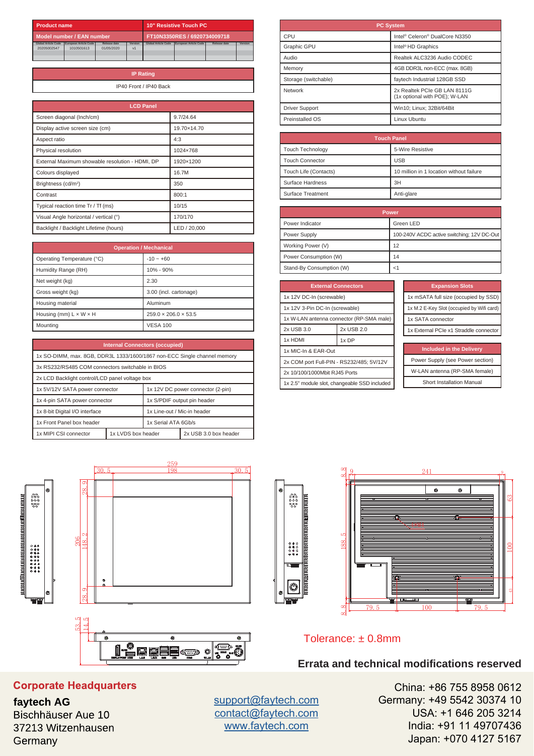| Product name | 10" Resistive Touch PC |
|---|---|
| Model number / EAN number | FT10N3350RES / 6920734009718 |

| Global Article Code | European Article Code | Release date | Version | Global Article Code | European Article Code | Release date | Version |
|---|---|---|---|---|---|---|---|
| 20205002547 | 1010501613 | 01/05/2020 | v1 | | | | |

| IP Rating |
|---|
| IP40 Front / IP40 Back |

| LCD Panel | |
|---|---|
| Screen diagonal (Inch/cm) | 9.7/24.64 |
| Display active screen size (cm) | 19.70×14.70 |
| Aspect ratio | 4:3 |
| Physical resolution | 1024×768 |
| External Maximum showable resolution - HDMI, DP | 1920×1200 |
| Colours displayed | 16.7M |
| Brightness (cd/m²) | 350 |
| Contrast | 800:1 |
| Typical reaction time Tr / Tf (ms) | 10/15 |
| Visual Angle horizontal / vertical (°) | 170/170 |
| Backlight / Backlight Lifetime (hours) | LED / 20,000 |

| Operation / Mechanical | |
|---|---|
| Operating Temperature (°C) | -10 ~ +60 |
| Humidity Range (RH) | 10% - 90% |
| Net weight (kg) | 2.30 |
| Gross weight (kg) | 3.00 (incl. cartonage) |
| Housing material | Aluminum |
| Housing (mm) L × W × H | 259.0 × 206.0 × 53.5 |
| Mounting | VESA 100 |

| Internal Connectors (occupied) | | |
|---|---|---|
| 1x SO-DIMM, max. 8GB, DDR3L 1333/1600/1867 non-ECC Single channel memory | | |
| 3x RS232/RS485 COM connectors switchable in BIOS | | |
| 2x LCD Backlight control/LCD panel voltage box | | |
| 1x 5V/12V SATA power connector | 1x 12V DC power connector (2-pin) | |
| 1x 4-pin SATA power connector | 1x S/PDIF output pin header | |
| 1x 8-bit Digital I/O interface | 1x Line-out / Mic-in header | |
| 1x Front Panel box header | 1x Serial ATA 6Gb/s | |
| 1x MIPI CSI connector | 1x LVDS box header | 2x USB 3.0 box header |

| PC System | |
|---|---|
| CPU | Intel® Celeron® DualCore N3350 |
| Graphic GPU | Intel® HD Graphics |
| Audio | Realtek ALC3236 Audio CODEC |
| Memory | 4GB DDR3L non-ECC (max. 8GB) |
| Storage (switchable) | faytech Industrial 128GB SSD |
| Network | 2x Realtek PCIe GB LAN 8111G (1x optional with POE); W-LAN |
| Driver Support | Win10; Linux; 32Bit/64Bit |
| Preinstalled OS | Linux Ubuntu |

| Touch Panel | |
|---|---|
| Touch Technology | 5-Wire Resistive |
| Touch Connector | USB |
| Touch Life (Contacts) | 10 million in 1 location without failure |
| Surface Hardness | 3H |
| Surface Treatment | Anti-glare |

| Power | |
|---|---|
| Power Indicator | Green LED |
| Power Supply | 100-240V ACDC active switching; 12V DC-Out |
| Working Power (V) | 12 |
| Power Consumption (W) | 14 |
| Stand-By Consumption (W) | <1 |

| External Connectors | |
|---|---|
| 1x 12V DC-In (screwable) | |
| 1x 12V 3-Pin DC-In (screwable) | |
| 1x W-LAN antenna connector (RP-SMA male) | |
| 2x USB 3.0 | 2x USB 2.0 |
| 1x HDMI | 1x DP |
| 1x MIC-In & EAR-Out | |
| 2x COM port Full-PIN - RS232/485; 5V/12V | |
| 2x 10/100/1000Mbit RJ45 Ports | |
| 1x 2.5" module slot, changeable SSD included | |

| Expansion Slots |
|---|
| 1x mSATA full size (occupied by SSD) |
| 1x M.2 E-Key Slot (occupied by Wifi card) |
| 1x SATA connector |
| 1x External PCIe x1 Straddle connector |

| Included in the Delivery |
|---|
| Power Supply (see Power section) |
| W-LAN antenna (RP-SMA female) |
| Short Installation Manual |

259
198
30.5
30.5
206
148.2
28.9
28.9
53.5
14.5
241
9
9
8.8
188.5
63
100
43
8.8
79.5
100
79.5

Tolerance: ± 0.8mm

**Errata and technical modifications reserved**

## Corporate Headquarters

**faytech AG**
Bischhäuser Aue 10
37213 Witzenhausen
Germany

support@faytech.com
contact@faytech.com
www.faytech.com

China: +86 755 8958 0612
Germany: +49 5542 30374 10
USA: +1 646 205 3214
India: +91 11 49707436
Japan: +070 4127 5167